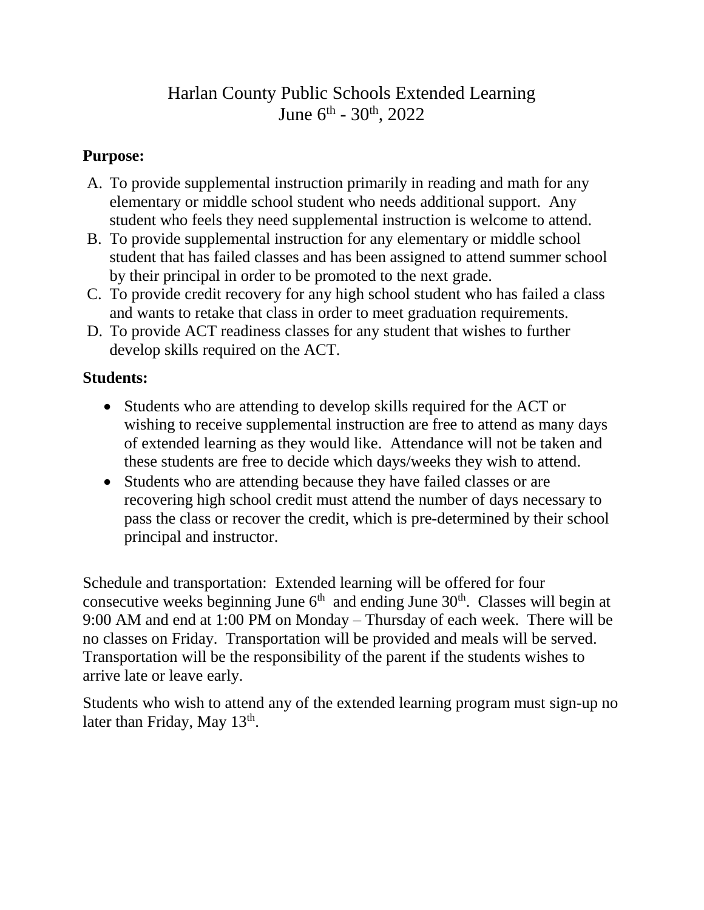# Harlan County Public Schools Extended Learning
## June 6th - 30th, 2022

**Purpose:**

A. To provide supplemental instruction primarily in reading and math for any elementary or middle school student who needs additional support. Any student who feels they need supplemental instruction is welcome to attend.
B. To provide supplemental instruction for any elementary or middle school student that has failed classes and has been assigned to attend summer school by their principal in order to be promoted to the next grade.
C. To provide credit recovery for any high school student who has failed a class and wants to retake that class in order to meet graduation requirements.
D. To provide ACT readiness classes for any student that wishes to further develop skills required on the ACT.

**Students:**

- Students who are attending to develop skills required for the ACT or wishing to receive supplemental instruction are free to attend as many days of extended learning as they would like. Attendance will not be taken and these students are free to decide which days/weeks they wish to attend.
- Students who are attending because they have failed classes or are recovering high school credit must attend the number of days necessary to pass the class or recover the credit, which is pre-determined by their school principal and instructor.

Schedule and transportation: Extended learning will be offered for four consecutive weeks beginning June 6th and ending June 30th. Classes will begin at 9:00 AM and end at 1:00 PM on Monday – Thursday of each week. There will be no classes on Friday. Transportation will be provided and meals will be served. Transportation will be the responsibility of the parent if the students wishes to arrive late or leave early.

Students who wish to attend any of the extended learning program must sign-up no later than Friday, May 13th.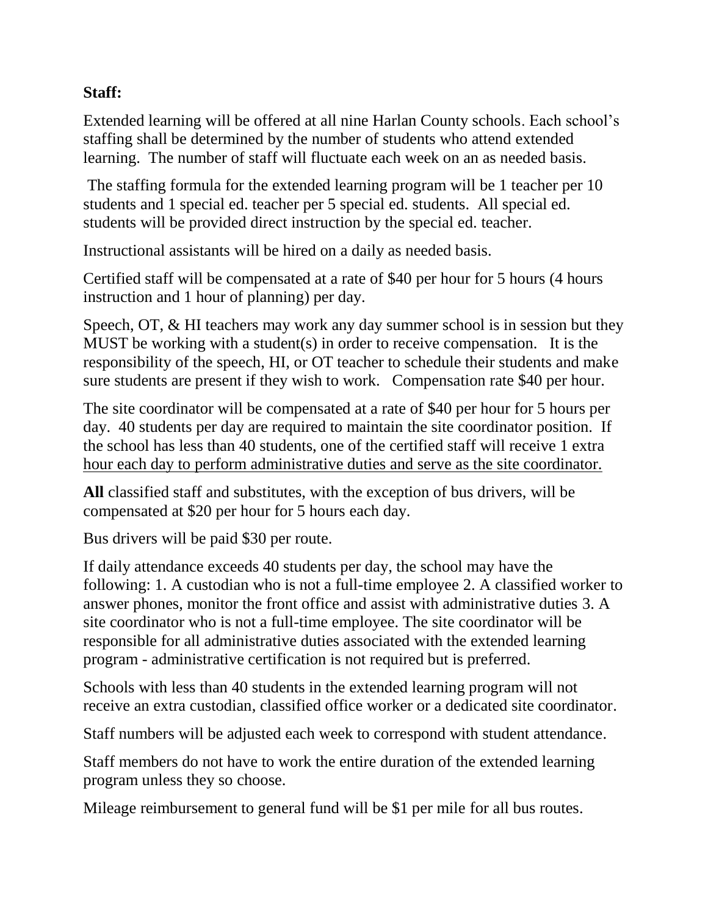**Staff:**

Extended learning will be offered at all nine Harlan County schools. Each school's staffing shall be determined by the number of students who attend extended learning. The number of staff will fluctuate each week on an as needed basis.

The staffing formula for the extended learning program will be 1 teacher per 10 students and 1 special ed. teacher per 5 special ed. students. All special ed. students will be provided direct instruction by the special ed. teacher.

Instructional assistants will be hired on a daily as needed basis.

Certified staff will be compensated at a rate of $40 per hour for 5 hours (4 hours instruction and 1 hour of planning) per day.

Speech, OT, & HI teachers may work any day summer school is in session but they MUST be working with a student(s) in order to receive compensation. It is the responsibility of the speech, HI, or OT teacher to schedule their students and make sure students are present if they wish to work. Compensation rate $40 per hour.

The site coordinator will be compensated at a rate of $40 per hour for 5 hours per day. 40 students per day are required to maintain the site coordinator position. If the school has less than 40 students, one of the certified staff will receive 1 extra hour each day to perform administrative duties and serve as the site coordinator.

**All** classified staff and substitutes, with the exception of bus drivers, will be compensated at $20 per hour for 5 hours each day.

Bus drivers will be paid $30 per route.

If daily attendance exceeds 40 students per day, the school may have the following: 1. A custodian who is not a full-time employee 2. A classified worker to answer phones, monitor the front office and assist with administrative duties 3. A site coordinator who is not a full-time employee. The site coordinator will be responsible for all administrative duties associated with the extended learning program - administrative certification is not required but is preferred.

Schools with less than 40 students in the extended learning program will not receive an extra custodian, classified office worker or a dedicated site coordinator.

Staff numbers will be adjusted each week to correspond with student attendance.

Staff members do not have to work the entire duration of the extended learning program unless they so choose.

Mileage reimbursement to general fund will be $1 per mile for all bus routes.